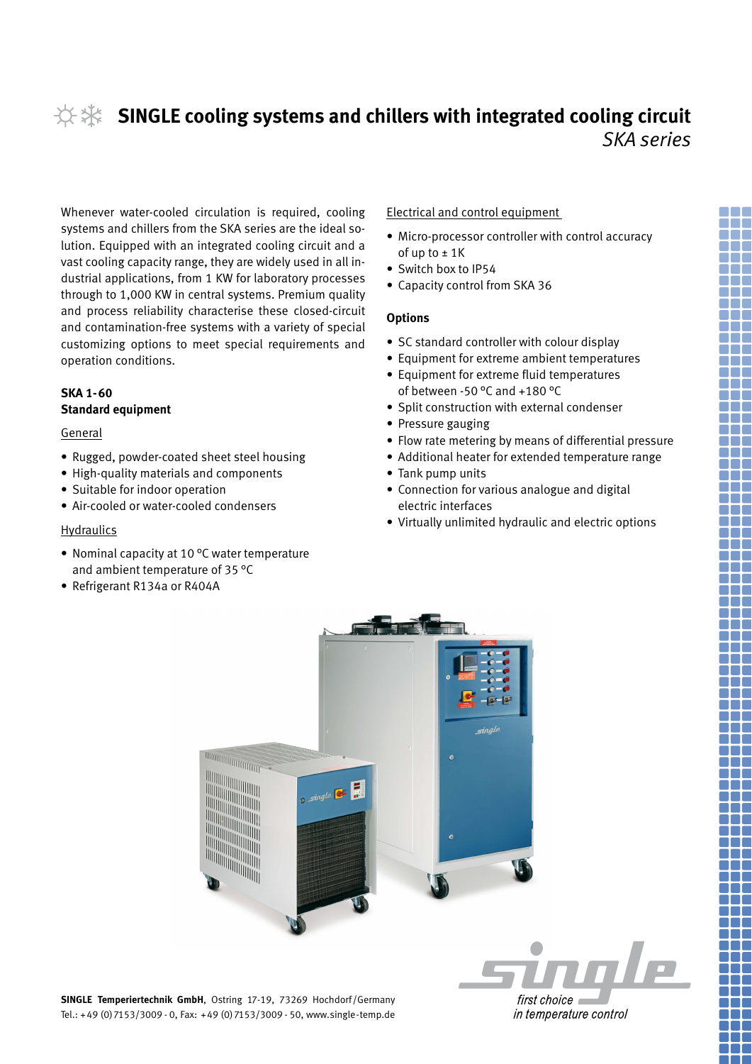# SINGLE cooling systems and chillers with integrated cooling circuit

*SKA series*

Whenever water-cooled circulation is required, cooling systems and chillers from the SKA series are the ideal solution. Equipped with an integrated cooling circuit and a vast cooling capacity range, they are widely used in all industrial applications, from 1 KW for laboratory processes through to 1,000 KW in central systems. Premium quality and process reliability characterise these closed-circuit and contamination-free systems with a variety of special customizing options to meet special requirements and operation conditions.

**SKA 1-60**
**Standard equipment**

General

- Rugged, powder-coated sheet steel housing
- High-quality materials and components
- Suitable for indoor operation
- Air-cooled or water-cooled condensers

Hydraulics

- Nominal capacity at 10 °C water temperature and ambient temperature of 35 °C
- Refrigerant R134a or R404A

Electrical and control equipment

- Micro-processor controller with control accuracy of up to ± 1K
- Switch box to IP54
- Capacity control from SKA 36

**Options**

- SC standard controller with colour display
- Equipment for extreme ambient temperatures
- Equipment for extreme fluid temperatures of between -50 °C and +180 °C
- Split construction with external condenser
- Pressure gauging
- Flow rate metering by means of differential pressure
- Additional heater for extended temperature range
- Tank pump units
- Connection for various analogue and digital electric interfaces
- Virtually unlimited hydraulic and electric options

**SINGLE Temperiertechnik GmbH**, Ostring 17-19, 73269 Hochdorf/Germany
Tel.: +49 (0) 7153/3009 - 0, Fax: +49 (0) 7153/3009 - 50, www.single-temp.de

*first choice in temperature control*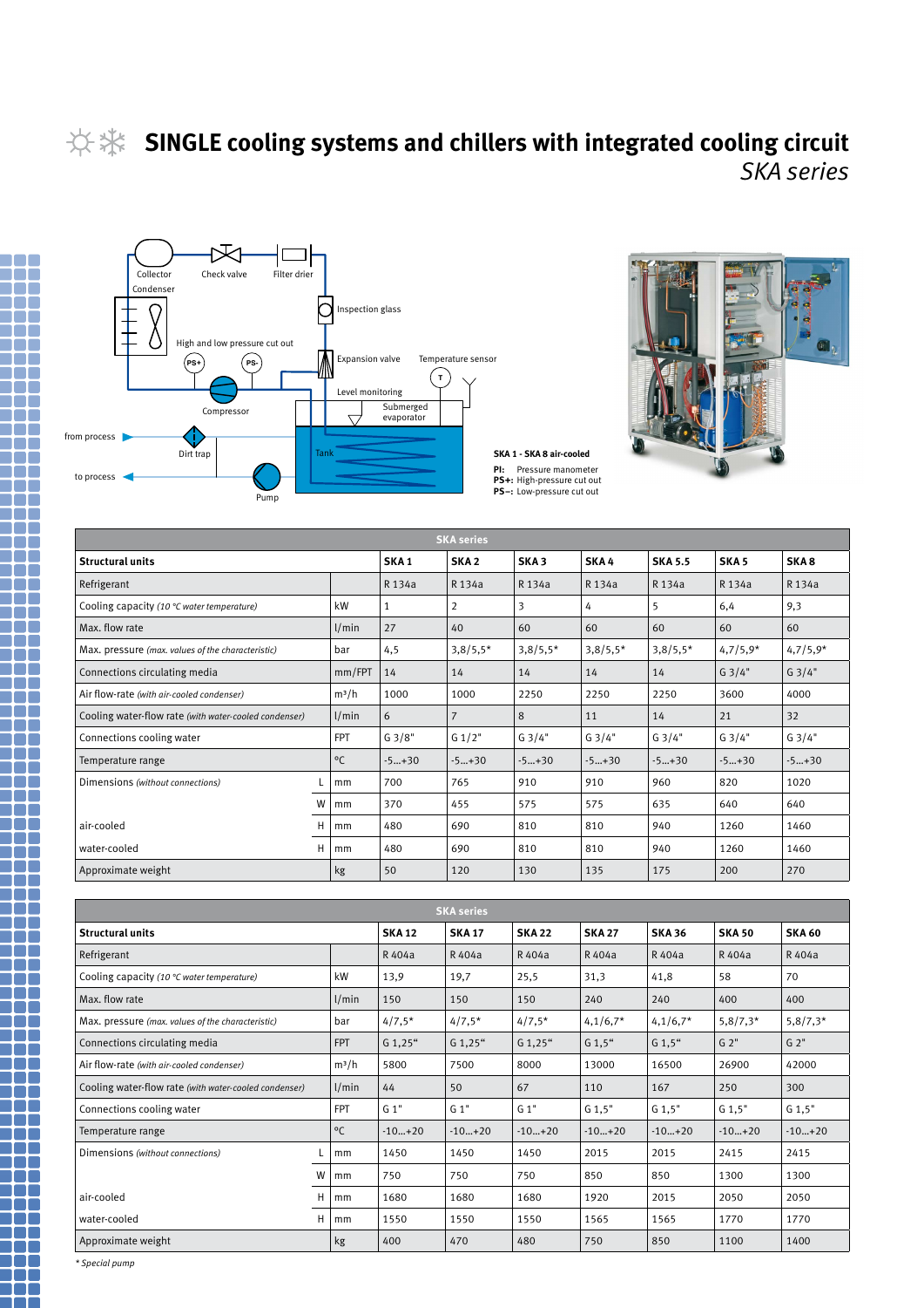# SINGLE cooling systems and chillers with integrated cooling circuit

*SKA series*

Collector
Condenser
Check valve
Filter drier
Inspection glass
High and low pressure cut out
PS+ PS-
Expansion valve
Temperature sensor
T
Level monitoring
Compressor
Submerged evaporator
from process
Dirt trap
Tank
to process
Pump

**SKA 1 - SKA 8 air-cooled**

**PI:** Pressure manometer
**PS+:** High-pressure cut out
**PS–:** Low-pressure cut out

| SKA series | | | | | | | | | |
|---|---|---|---|---|---|---|---|---|---|
| **Structural units** | | | **SKA 1** | **SKA 2** | **SKA 3** | **SKA 4** | **SKA 5.5** | **SKA 5** | **SKA 8** |
| Refrigerant | | | R 134a | R 134a | R 134a | R 134a | R 134a | R 134a | R 134a |
| Cooling capacity *(10 °C water temperature)* | | kW | 1 | 2 | 3 | 4 | 5 | 6,4 | 9,3 |
| Max. flow rate | | l/min | 27 | 40 | 60 | 60 | 60 | 60 | 60 |
| Max. pressure *(max. values of the characteristic)* | | bar | 4,5 | 3,8/5,5* | 3,8/5,5* | 3,8/5,5* | 3,8/5,5* | 4,7/5,9* | 4,7/5,9* |
| Connections circulating media | | mm/FPT | 14 | 14 | 14 | 14 | 14 | G 3/4" | G 3/4" |
| Air flow-rate *(with air-cooled condenser)* | | m³/h | 1000 | 1000 | 2250 | 2250 | 2250 | 3600 | 4000 |
| Cooling water-flow rate *(with water-cooled condenser)* | | l/min | 6 | 7 | 8 | 11 | 14 | 21 | 32 |
| Connections cooling water | | FPT | G 3/8" | G 1/2" | G 3/4" | G 3/4" | G 3/4" | G 3/4" | G 3/4" |
| Temperature range | | °C | -5...+30 | -5...+30 | -5...+30 | -5...+30 | -5...+30 | -5...+30 | -5...+30 |
| Dimensions *(without connections)* | L | mm | 700 | 765 | 910 | 910 | 960 | 820 | 1020 |
| | W | mm | 370 | 455 | 575 | 575 | 635 | 640 | 640 |
| air-cooled | H | mm | 480 | 690 | 810 | 810 | 940 | 1260 | 1460 |
| water-cooled | H | mm | 480 | 690 | 810 | 810 | 940 | 1260 | 1460 |
| Approximate weight | | kg | 50 | 120 | 130 | 135 | 175 | 200 | 270 |

| SKA series | | | | | | | | | |
|---|---|---|---|---|---|---|---|---|---|
| **Structural units** | | | **SKA 12** | **SKA 17** | **SKA 22** | **SKA 27** | **SKA 36** | **SKA 50** | **SKA 60** |
| Refrigerant | | | R 404a | R 404a | R 404a | R 404a | R 404a | R 404a | R 404a |
| Cooling capacity *(10 °C water temperature)* | | kW | 13,9 | 19,7 | 25,5 | 31,3 | 41,8 | 58 | 70 |
| Max. flow rate | | l/min | 150 | 150 | 150 | 240 | 240 | 400 | 400 |
| Max. pressure *(max. values of the characteristic)* | | bar | 4/7,5* | 4/7,5* | 4/7,5* | 4,1/6,7* | 4,1/6,7* | 5,8/7,3* | 5,8/7,3* |
| Connections circulating media | | FPT | G 1,25" | G 1,25" | G 1,25" | G 1,5" | G 1,5" | G 2" | G 2" |
| Air flow-rate *(with air-cooled condenser)* | | m³/h | 5800 | 7500 | 8000 | 13000 | 16500 | 26900 | 42000 |
| Cooling water-flow rate *(with water-cooled condenser)* | | l/min | 44 | 50 | 67 | 110 | 167 | 250 | 300 |
| Connections cooling water | | FPT | G 1" | G 1" | G 1" | G 1,5" | G 1,5" | G 1,5" | G 1,5" |
| Temperature range | | °C | -10...+20 | -10...+20 | -10...+20 | -10...+20 | -10...+20 | -10...+20 | -10...+20 |
| Dimensions *(without connections)* | L | mm | 1450 | 1450 | 1450 | 2015 | 2015 | 2415 | 2415 |
| | W | mm | 750 | 750 | 750 | 850 | 850 | 1300 | 1300 |
| air-cooled | H | mm | 1680 | 1680 | 1680 | 1920 | 2015 | 2050 | 2050 |
| water-cooled | H | mm | 1550 | 1550 | 1550 | 1565 | 1565 | 1770 | 1770 |
| Approximate weight | | kg | 400 | 470 | 480 | 750 | 850 | 1100 | 1400 |

*\* Special pump*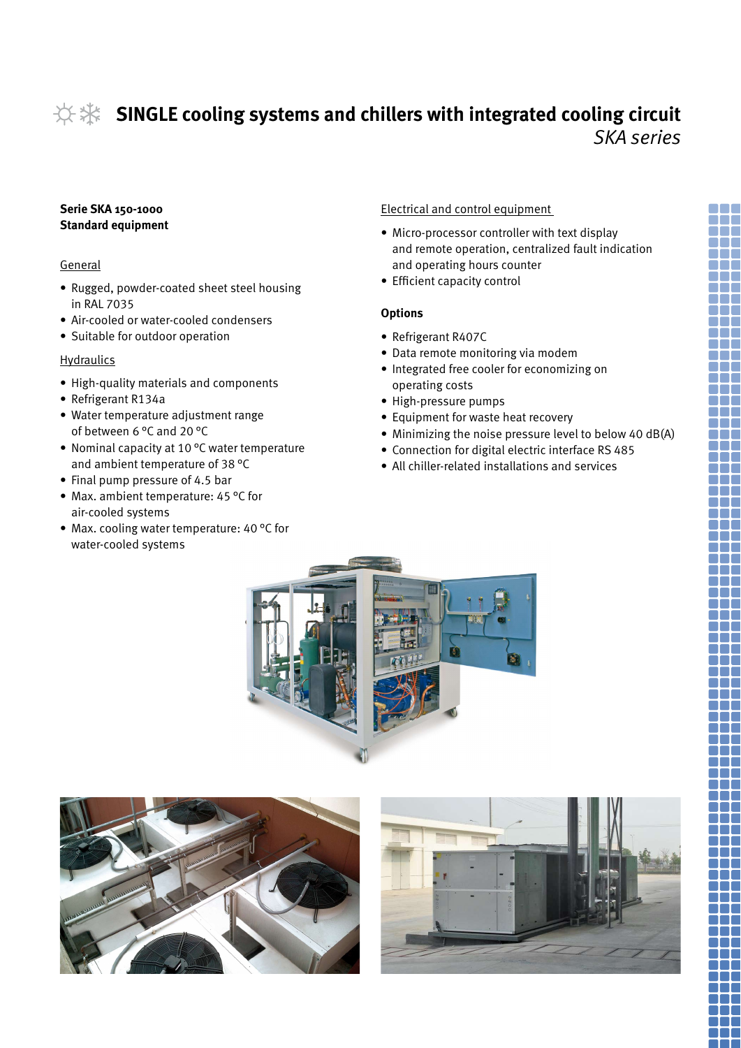# SINGLE cooling systems and chillers with integrated cooling circuit

*SKA series*

**Serie SKA 150-1000**
**Standard equipment**

General

- Rugged, powder-coated sheet steel housing in RAL 7035
- Air-cooled or water-cooled condensers
- Suitable for outdoor operation

Hydraulics

- High-quality materials and components
- Refrigerant R134a
- Water temperature adjustment range of between 6 °C and 20 °C
- Nominal capacity at 10 °C water temperature and ambient temperature of 38 °C
- Final pump pressure of 4.5 bar
- Max. ambient temperature: 45 °C for air-cooled systems
- Max. cooling water temperature: 40 °C for water-cooled systems

Electrical and control equipment

- Micro-processor controller with text display and remote operation, centralized fault indication and operating hours counter
- Efficient capacity control

**Options**

- Refrigerant R407C
- Data remote monitoring via modem
- Integrated free cooler for economizing on operating costs
- High-pressure pumps
- Equipment for waste heat recovery
- Minimizing the noise pressure level to below 40 dB(A)
- Connection for digital electric interface RS 485
- All chiller-related installations and services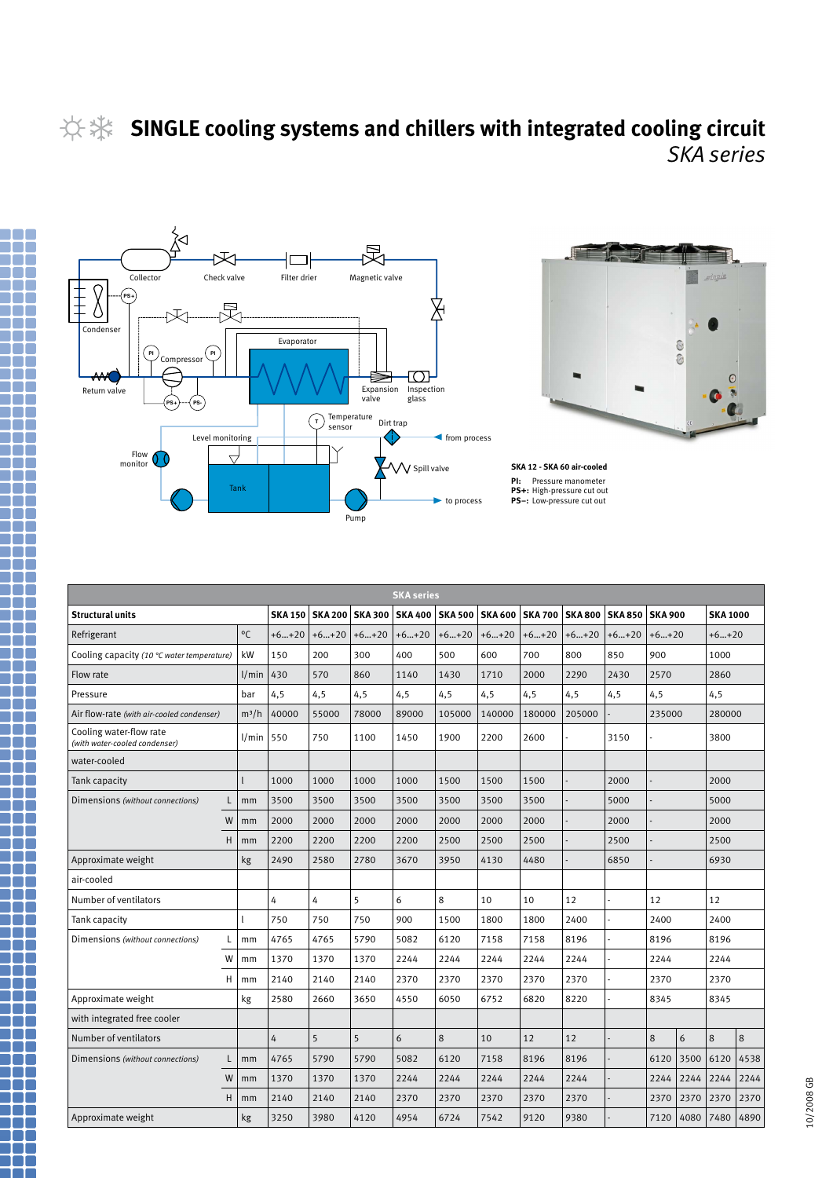# SINGLE cooling systems and chillers with integrated cooling circuit

## *SKA series*

Collector
Check valve
Filter drier
Magnetic valve
Condenser
PS+
Evaporator
PI
Compressor
PI
Return valve
PS+
PS-
Expansion valve
Inspection glass
Temperature sensor
Dirt trap
from process
Level monitoring
Flow monitor
Spill valve
Tank
to process
Pump

**SKA 12 - SKA 60 air-cooled**

**PI:** Pressure manometer
**PS+:** High-pressure cut out
**PS–:** Low-pressure cut out

| SKA series | | | | | | | | | | | | | | | | |
|---|---|---|---|---|---|---|---|---|---|---|---|---|---|---|---|---|
| **Structural units** | | | **SKA 150** | **SKA 200** | **SKA 300** | **SKA 400** | **SKA 500** | **SKA 600** | **SKA 700** | **SKA 800** | **SKA 850** | **SKA 900** | | **SKA 1000** | |
| Refrigerant | | °C | +6...+20 | +6...+20 | +6...+20 | +6...+20 | +6...+20 | +6...+20 | +6...+20 | +6...+20 | +6...+20 | +6...+20 | | +6...+20 | |
| Cooling capacity *(10 °C water temperature)* | | kW | 150 | 200 | 300 | 400 | 500 | 600 | 700 | 800 | 850 | 900 | | 1000 | |
| Flow rate | | l/min | 430 | 570 | 860 | 1140 | 1430 | 1710 | 2000 | 2290 | 2430 | 2570 | | 2860 | |
| Pressure | | bar | 4,5 | 4,5 | 4,5 | 4,5 | 4,5 | 4,5 | 4,5 | 4,5 | 4,5 | 4,5 | | 4,5 | |
| Air flow-rate *(with air-cooled condenser)* | | m³/h | 40000 | 55000 | 78000 | 89000 | 105000 | 140000 | 180000 | 205000 | - | 235000 | | 280000 | |
| Cooling water-flow rate *(with water-cooled condenser)* | | l/min | 550 | 750 | 1100 | 1450 | 1900 | 2200 | 2600 | - | 3150 | - | | 3800 | |
| water-cooled | | | | | | | | | | | | | | | |
| Tank capacity | | l | 1000 | 1000 | 1000 | 1000 | 1500 | 1500 | 1500 | - | 2000 | - | | 2000 | |
| Dimensions *(without connections)* | L | mm | 3500 | 3500 | 3500 | 3500 | 3500 | 3500 | 3500 | - | 5000 | - | | 5000 | |
| | W | mm | 2000 | 2000 | 2000 | 2000 | 2000 | 2000 | 2000 | - | 2000 | - | | 2000 | |
| | H | mm | 2200 | 2200 | 2200 | 2200 | 2500 | 2500 | 2500 | - | 2500 | - | | 2500 | |
| Approximate weight | | kg | 2490 | 2580 | 2780 | 3670 | 3950 | 4130 | 4480 | - | 6850 | - | | 6930 | |
| air-cooled | | | | | | | | | | | | | | | |
| Number of ventilators | | | 4 | 4 | 5 | 6 | 8 | 10 | 10 | 12 | - | 12 | | 12 | |
| Tank capacity | | l | 750 | 750 | 750 | 900 | 1500 | 1800 | 1800 | 2400 | - | 2400 | | 2400 | |
| Dimensions *(without connections)* | L | mm | 4765 | 4765 | 5790 | 5082 | 6120 | 7158 | 7158 | 8196 | - | 8196 | | 8196 | |
| | W | mm | 1370 | 1370 | 1370 | 2244 | 2244 | 2244 | 2244 | 2244 | - | 2244 | | 2244 | |
| | H | mm | 2140 | 2140 | 2140 | 2370 | 2370 | 2370 | 2370 | 2370 | - | 2370 | | 2370 | |
| Approximate weight | | kg | 2580 | 2660 | 3650 | 4550 | 6050 | 6752 | 6820 | 8220 | - | 8345 | | 8345 | |
| with integrated free cooler | | | | | | | | | | | | | | | |
| Number of ventilators | | | 4 | 5 | 5 | 6 | 8 | 10 | 12 | 12 | - | 8 | 6 | 8 | 8 |
| Dimensions *(without connections)* | L | mm | 4765 | 5790 | 5790 | 5082 | 6120 | 7158 | 8196 | 8196 | - | 6120 | 3500 | 6120 | 4538 |
| | W | mm | 1370 | 1370 | 1370 | 2244 | 2244 | 2244 | 2244 | 2244 | - | 2244 | 2244 | 2244 | 2244 |
| | H | mm | 2140 | 2140 | 2140 | 2370 | 2370 | 2370 | 2370 | 2370 | - | 2370 | 2370 | 2370 | 2370 |
| Approximate weight | | kg | 3250 | 3980 | 4120 | 4954 | 6724 | 7542 | 9120 | 9380 | - | 7120 | 4080 | 7480 | 4890 |